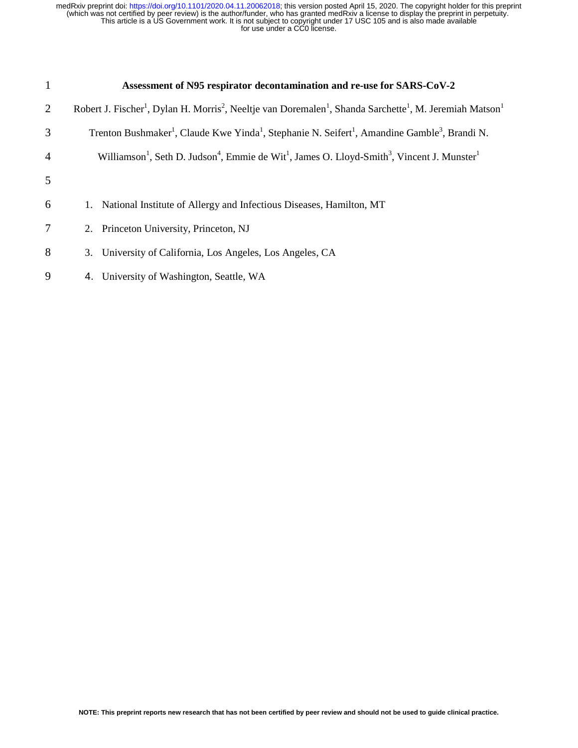# Assessment of N95 respirator decontamination and re-use for SARS-CoV-2

Robert J. Fischer[1], Dylan H. Morris[2], Neeltje van Doremalen[1], Shanda Sarchette[1], M. Jeremiah Matson[1] Trenton Bushmaker[1], Claude Kwe Yinda[1], Stephanie N. Seifert[1], Amandine Gamble[3], Brandi N. Williamson[1], Seth D. Judson[4], Emmie de Wit[1], James O. Lloyd-Smith[3], Vincent J. Munster[1]

1. National Institute of Allergy and Infectious Diseases, Hamilton, MT
2. Princeton University, Princeton, NJ
3. University of California, Los Angeles, Los Angeles, CA
4. University of Washington, Seattle, WA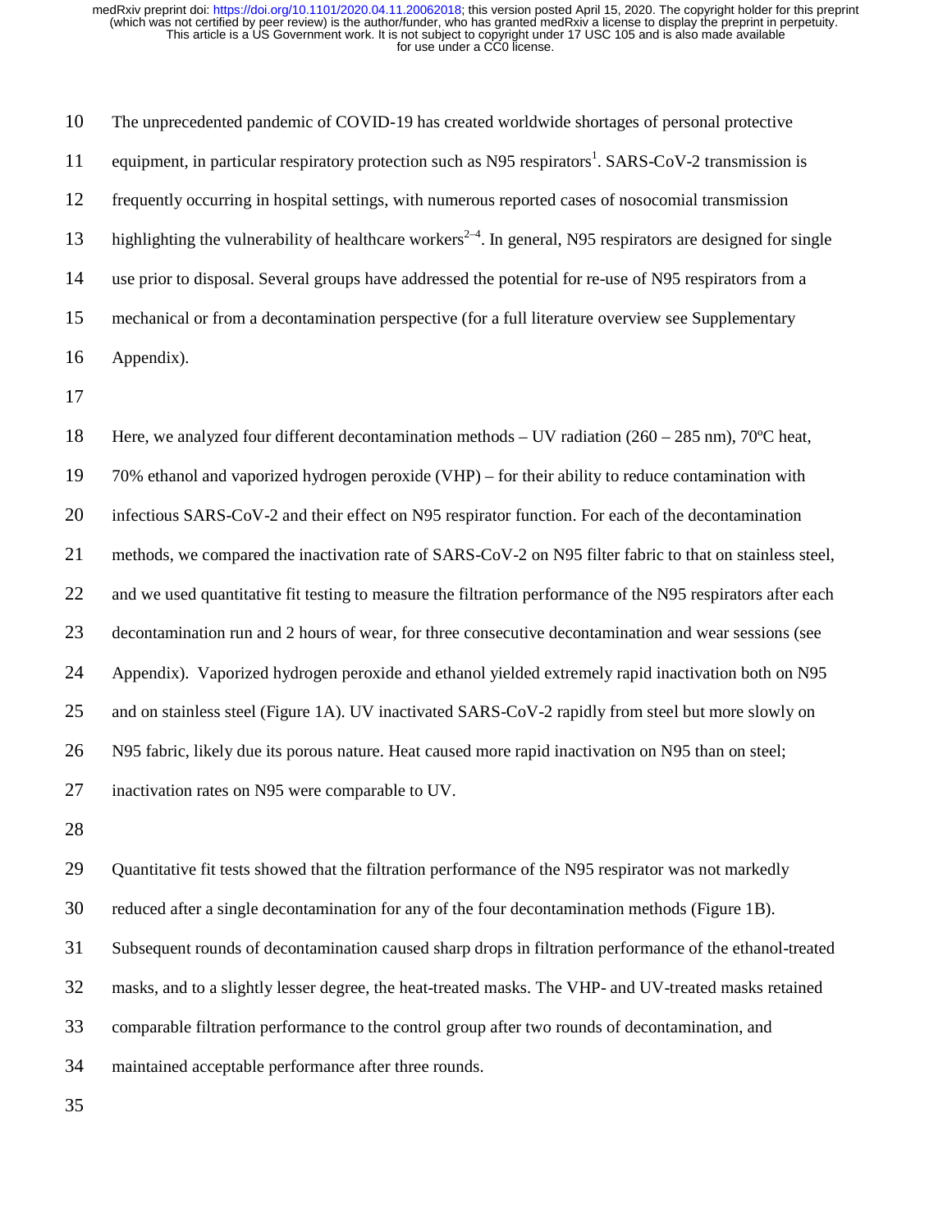The unprecedented pandemic of COVID-19 has created worldwide shortages of personal protective equipment, in particular respiratory protection such as N95 respirators[1]. SARS-CoV-2 transmission is frequently occurring in hospital settings, with numerous reported cases of nosocomial transmission highlighting the vulnerability of healthcare workers[2–4]. In general, N95 respirators are designed for single use prior to disposal. Several groups have addressed the potential for re-use of N95 respirators from a mechanical or from a decontamination perspective (for a full literature overview see Supplementary Appendix).

Here, we analyzed four different decontamination methods – UV radiation (260 – 285 nm), 70ºC heat, 70% ethanol and vaporized hydrogen peroxide (VHP) – for their ability to reduce contamination with infectious SARS-CoV-2 and their effect on N95 respirator function. For each of the decontamination methods, we compared the inactivation rate of SARS-CoV-2 on N95 filter fabric to that on stainless steel, and we used quantitative fit testing to measure the filtration performance of the N95 respirators after each decontamination run and 2 hours of wear, for three consecutive decontamination and wear sessions (see Appendix). Vaporized hydrogen peroxide and ethanol yielded extremely rapid inactivation both on N95 and on stainless steel (Figure 1A). UV inactivated SARS-CoV-2 rapidly from steel but more slowly on N95 fabric, likely due its porous nature. Heat caused more rapid inactivation on N95 than on steel; inactivation rates on N95 were comparable to UV.

Quantitative fit tests showed that the filtration performance of the N95 respirator was not markedly reduced after a single decontamination for any of the four decontamination methods (Figure 1B). Subsequent rounds of decontamination caused sharp drops in filtration performance of the ethanol-treated masks, and to a slightly lesser degree, the heat-treated masks. The VHP- and UV-treated masks retained comparable filtration performance to the control group after two rounds of decontamination, and maintained acceptable performance after three rounds.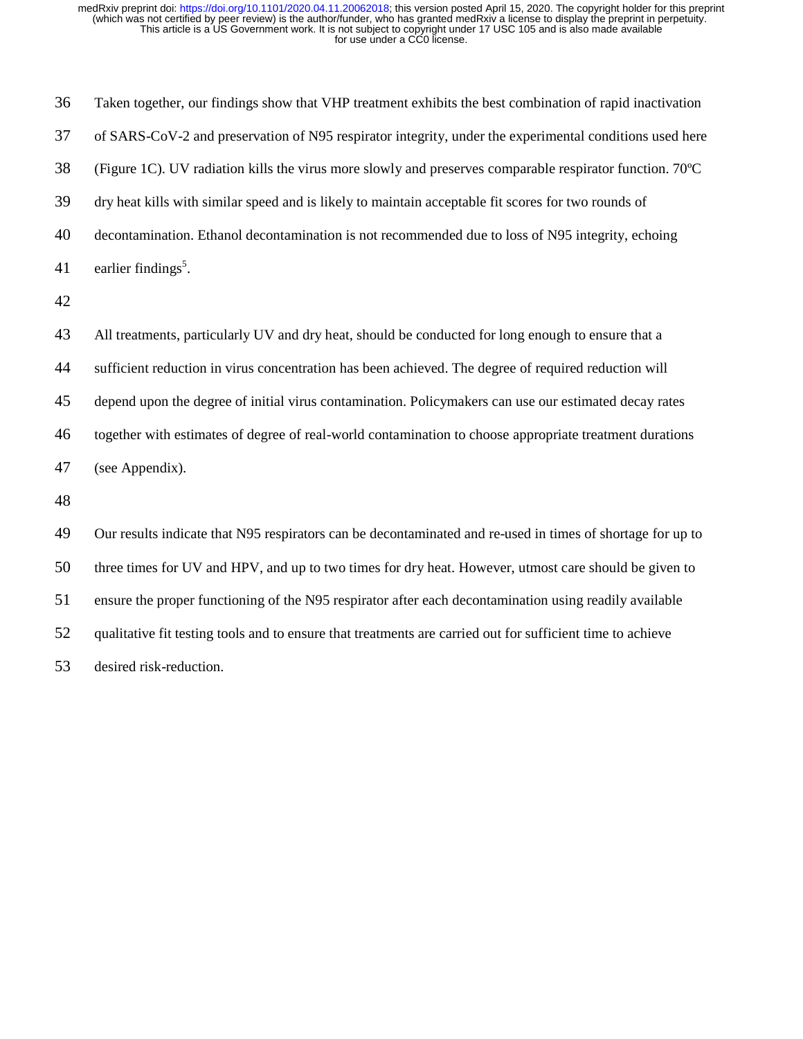Taken together, our findings show that VHP treatment exhibits the best combination of rapid inactivation of SARS-CoV-2 and preservation of N95 respirator integrity, under the experimental conditions used here (Figure 1C). UV radiation kills the virus more slowly and preserves comparable respirator function. 70ºC dry heat kills with similar speed and is likely to maintain acceptable fit scores for two rounds of decontamination. Ethanol decontamination is not recommended due to loss of N95 integrity, echoing earlier findings[5].

All treatments, particularly UV and dry heat, should be conducted for long enough to ensure that a sufficient reduction in virus concentration has been achieved. The degree of required reduction will depend upon the degree of initial virus contamination. Policymakers can use our estimated decay rates together with estimates of degree of real-world contamination to choose appropriate treatment durations (see Appendix).

Our results indicate that N95 respirators can be decontaminated and re-used in times of shortage for up to three times for UV and HPV, and up to two times for dry heat. However, utmost care should be given to ensure the proper functioning of the N95 respirator after each decontamination using readily available qualitative fit testing tools and to ensure that treatments are carried out for sufficient time to achieve desired risk-reduction.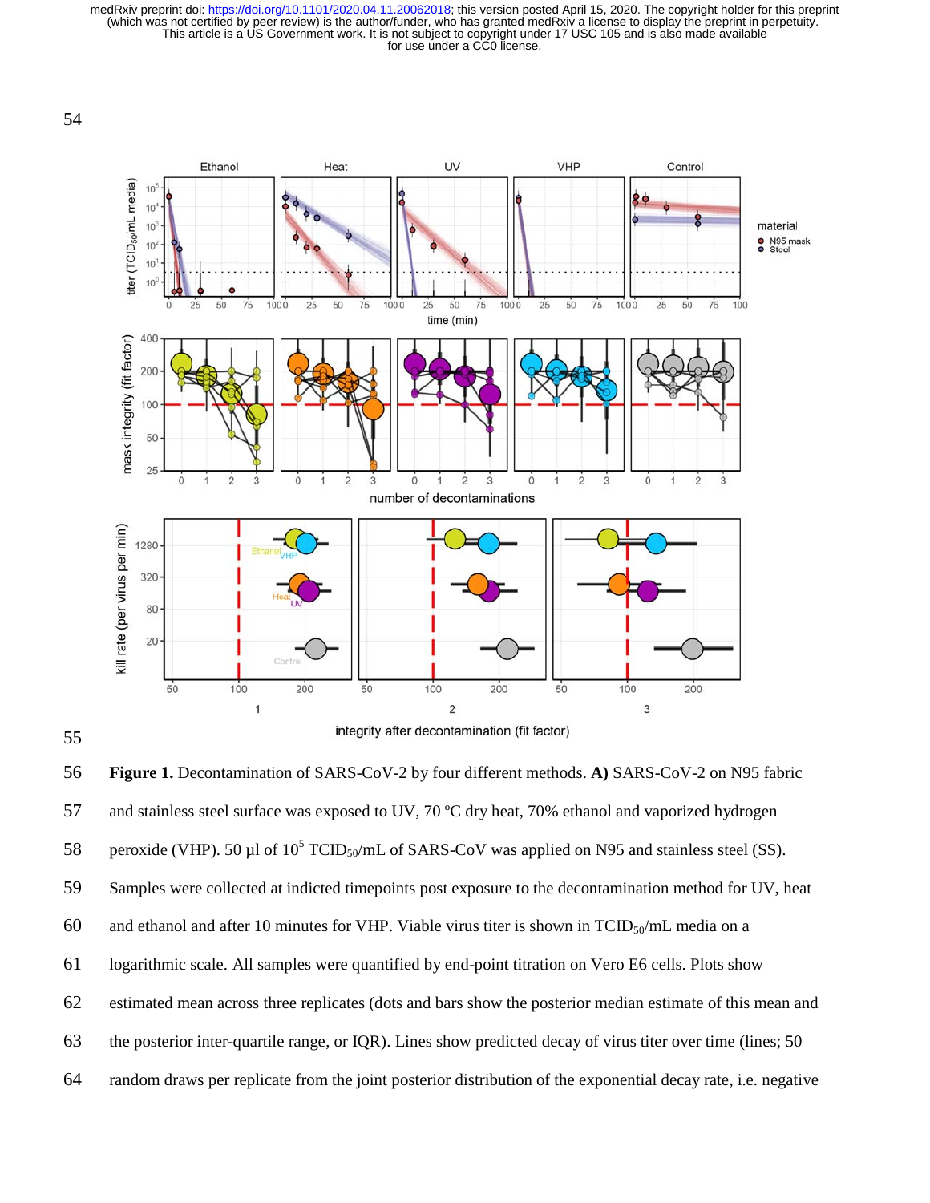Ethanol
Heat
UV
VHP
Control

titer (TCID50/mL media)

$10^5$
$10^4$
$10^3$
$10^2$
$10^1$
$10^0$

0 25 50 75 100

time (min)

material
N95 mask
Steel

mask integrity (fit factor)

400
200
100
50
25

0 1 2 3

number of decontaminations

kill rate (per virus per min)

1280
320
80
20

Ethanol
VHP
Heat
UV
Control

50 100 200

1 2 3

integrity after decontamination (fit factor)

**Figure 1.** Decontamination of SARS-CoV-2 by four different methods. **A)** SARS-CoV-2 on N95 fabric and stainless steel surface was exposed to UV, 70 ºC dry heat, 70% ethanol and vaporized hydrogen peroxide (VHP). 50 µl of $10^5$ $TCID_{50}$/mL of SARS-CoV was applied on N95 and stainless steel (SS). Samples were collected at indicted timepoints post exposure to the decontamination method for UV, heat and ethanol and after 10 minutes for VHP. Viable virus titer is shown in $TCID_{50}$/mL media on a logarithmic scale. All samples were quantified by end-point titration on Vero E6 cells. Plots show estimated mean across three replicates (dots and bars show the posterior median estimate of this mean and the posterior inter-quartile range, or IQR). Lines show predicted decay of virus titer over time (lines; 50 random draws per replicate from the joint posterior distribution of the exponential decay rate, i.e. negative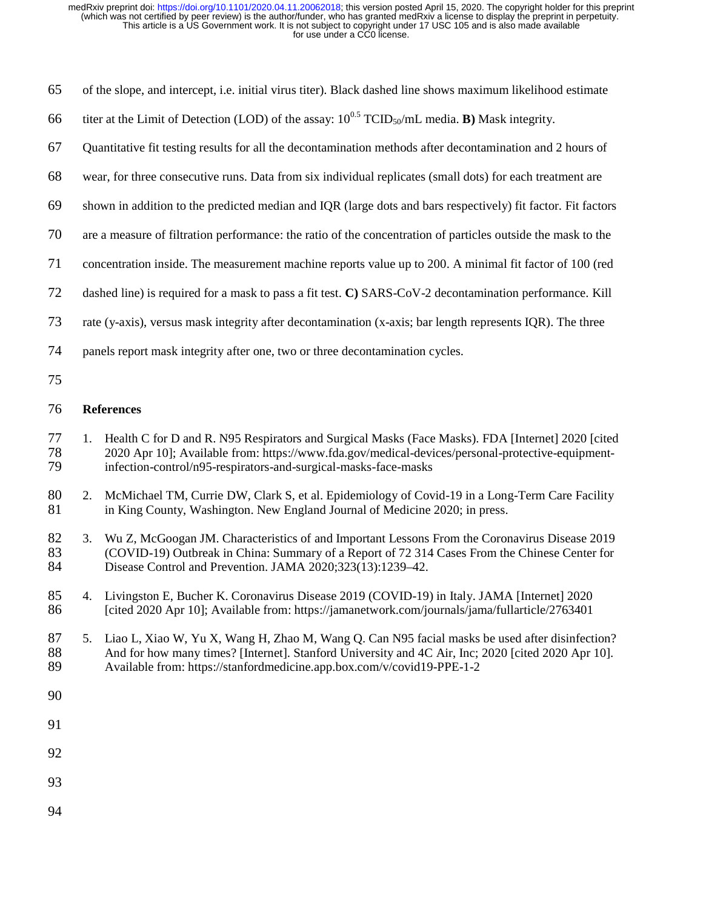of the slope, and intercept, i.e. initial virus titer). Black dashed line shows maximum likelihood estimate titer at the Limit of Detection (LOD) of the assay: $10^{0.5}$ $TCID_{50}$/mL media. **B)** Mask integrity. Quantitative fit testing results for all the decontamination methods after decontamination and 2 hours of wear, for three consecutive runs. Data from six individual replicates (small dots) for each treatment are shown in addition to the predicted median and IQR (large dots and bars respectively) fit factor. Fit factors are a measure of filtration performance: the ratio of the concentration of particles outside the mask to the concentration inside. The measurement machine reports value up to 200. A minimal fit factor of 100 (red dashed line) is required for a mask to pass a fit test. **C)** SARS-CoV-2 decontamination performance. Kill rate (y-axis), versus mask integrity after decontamination (x-axis; bar length represents IQR). The three panels report mask integrity after one, two or three decontamination cycles.

## References

1. Health C for D and R. N95 Respirators and Surgical Masks (Face Masks). FDA [Internet] 2020 [cited 2020 Apr 10]; Available from: https://www.fda.gov/medical-devices/personal-protective-equipment-infection-control/n95-respirators-and-surgical-masks-face-masks
2. McMichael TM, Currie DW, Clark S, et al. Epidemiology of Covid-19 in a Long-Term Care Facility in King County, Washington. New England Journal of Medicine 2020; in press.
3. Wu Z, McGoogan JM. Characteristics of and Important Lessons From the Coronavirus Disease 2019 (COVID-19) Outbreak in China: Summary of a Report of 72 314 Cases From the Chinese Center for Disease Control and Prevention. JAMA 2020;323(13):1239–42.
4. Livingston E, Bucher K. Coronavirus Disease 2019 (COVID-19) in Italy. JAMA [Internet] 2020 [cited 2020 Apr 10]; Available from: https://jamanetwork.com/journals/jama/fullarticle/2763401
5. Liao L, Xiao W, Yu X, Wang H, Zhao M, Wang Q. Can N95 facial masks be used after disinfection? And for how many times? [Internet]. Stanford University and 4C Air, Inc; 2020 [cited 2020 Apr 10]. Available from: https://stanfordmedicine.app.box.com/v/covid19-PPE-1-2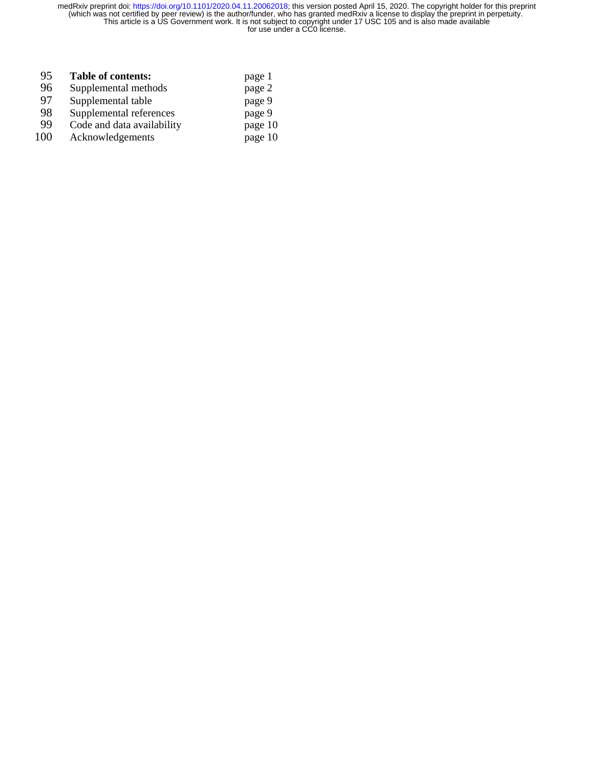**Table of contents:** page 1

| | |
|---|---|
| Supplemental methods | page 2 |
| Supplemental table | page 9 |
| Supplemental references | page 9 |
| Code and data availability | page 10 |
| Acknowledgements | page 10 |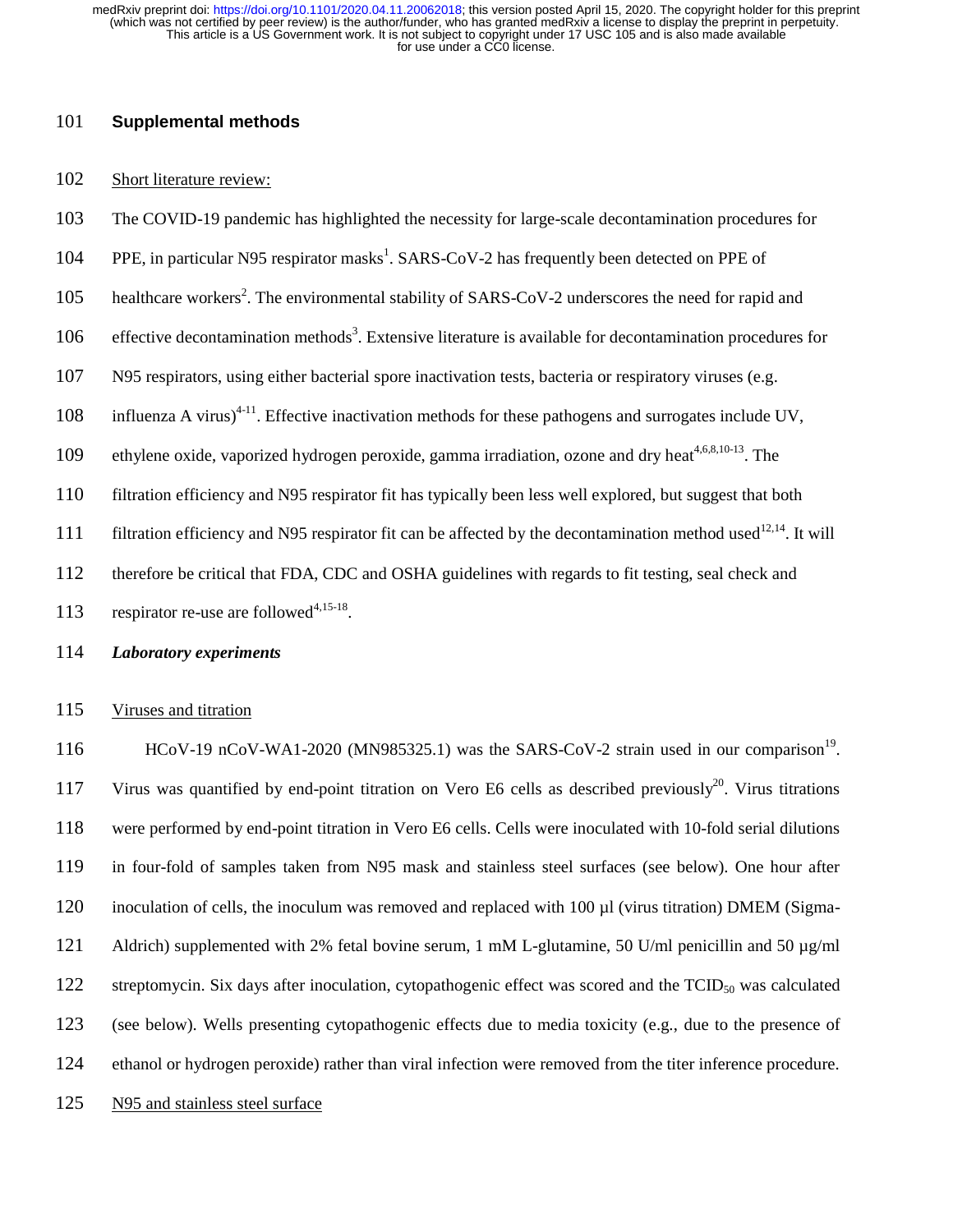## Supplemental methods

Short literature review:

The COVID-19 pandemic has highlighted the necessity for large-scale decontamination procedures for PPE, in particular N95 respirator masks[1]. SARS-CoV-2 has frequently been detected on PPE of healthcare workers[2]. The environmental stability of SARS-CoV-2 underscores the need for rapid and effective decontamination methods[3]. Extensive literature is available for decontamination procedures for N95 respirators, using either bacterial spore inactivation tests, bacteria or respiratory viruses (e.g. influenza A virus)[4-11]. Effective inactivation methods for these pathogens and surrogates include UV, ethylene oxide, vaporized hydrogen peroxide, gamma irradiation, ozone and dry heat[4,6,8,10-13]. The filtration efficiency and N95 respirator fit has typically been less well explored, but suggest that both filtration efficiency and N95 respirator fit can be affected by the decontamination method used[12,14]. It will therefore be critical that FDA, CDC and OSHA guidelines with regards to fit testing, seal check and respirator re-use are followed[4,15-18].

***Laboratory experiments***

Viruses and titration

HCoV-19 nCoV-WA1-2020 (MN985325.1) was the SARS-CoV-2 strain used in our comparison[19]. Virus was quantified by end-point titration on Vero E6 cells as described previously[20]. Virus titrations were performed by end-point titration in Vero E6 cells. Cells were inoculated with 10-fold serial dilutions in four-fold of samples taken from N95 mask and stainless steel surfaces (see below). One hour after inoculation of cells, the inoculum was removed and replaced with 100 µl (virus titration) DMEM (Sigma-Aldrich) supplemented with 2% fetal bovine serum, 1 mM L-glutamine, 50 U/ml penicillin and 50 µg/ml streptomycin. Six days after inoculation, cytopathogenic effect was scored and the $TCID_{50}$ was calculated (see below). Wells presenting cytopathogenic effects due to media toxicity (e.g., due to the presence of ethanol or hydrogen peroxide) rather than viral infection were removed from the titer inference procedure.

N95 and stainless steel surface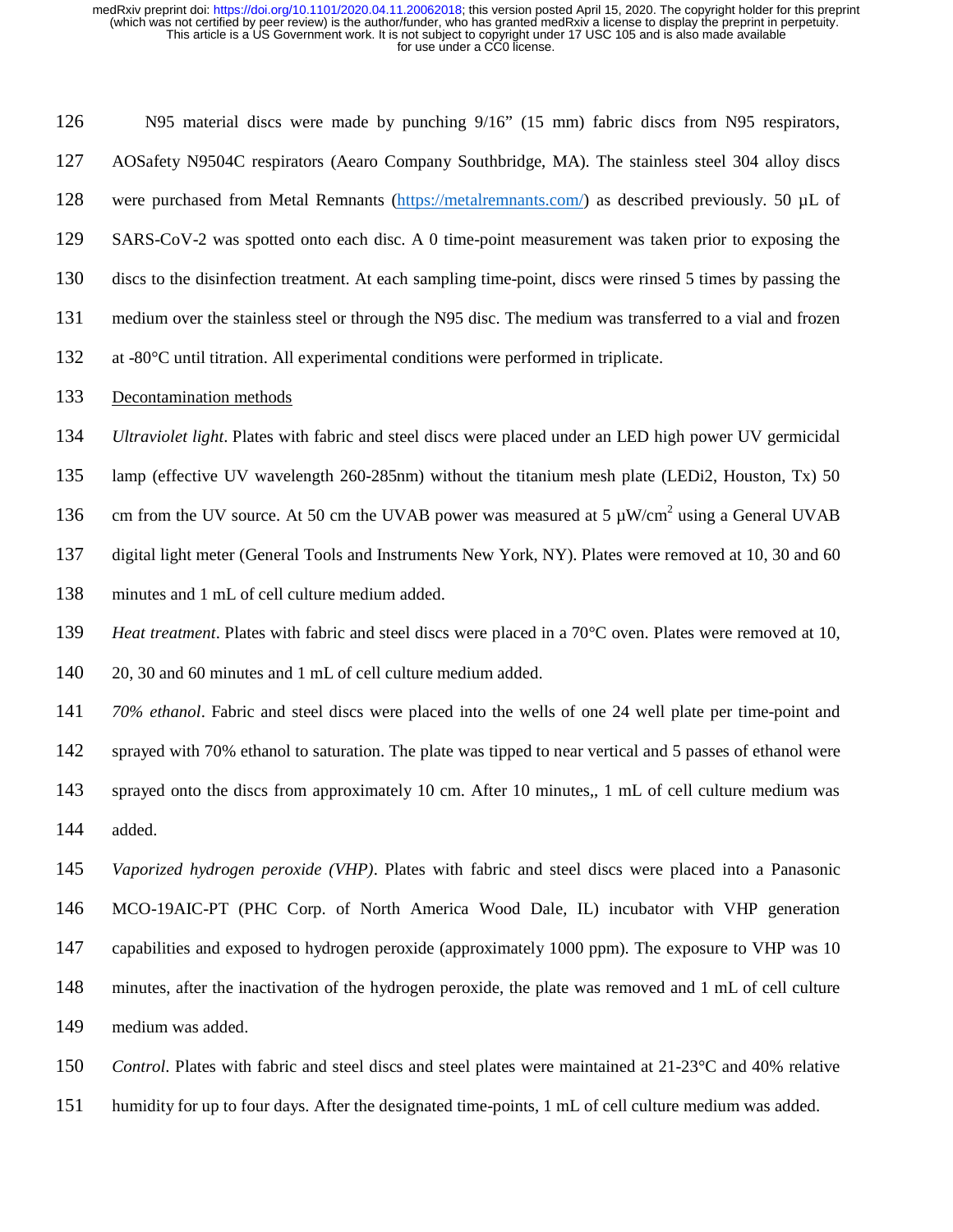N95 material discs were made by punching 9/16" (15 mm) fabric discs from N95 respirators, AOSafety N9504C respirators (Aearo Company Southbridge, MA). The stainless steel 304 alloy discs were purchased from Metal Remnants (https://metalremnants.com/) as described previously. 50 µL of SARS-CoV-2 was spotted onto each disc. A 0 time-point measurement was taken prior to exposing the discs to the disinfection treatment. At each sampling time-point, discs were rinsed 5 times by passing the medium over the stainless steel or through the N95 disc. The medium was transferred to a vial and frozen at -80°C until titration. All experimental conditions were performed in triplicate.

Decontamination methods

*Ultraviolet light*. Plates with fabric and steel discs were placed under an LED high power UV germicidal lamp (effective UV wavelength 260-285nm) without the titanium mesh plate (LEDi2, Houston, Tx) 50 cm from the UV source. At 50 cm the UVAB power was measured at 5 $\mu W/cm^2$ using a General UVAB digital light meter (General Tools and Instruments New York, NY). Plates were removed at 10, 30 and 60 minutes and 1 mL of cell culture medium added.

*Heat treatment*. Plates with fabric and steel discs were placed in a 70°C oven. Plates were removed at 10, 20, 30 and 60 minutes and 1 mL of cell culture medium added.

*70% ethanol*. Fabric and steel discs were placed into the wells of one 24 well plate per time-point and sprayed with 70% ethanol to saturation. The plate was tipped to near vertical and 5 passes of ethanol were sprayed onto the discs from approximately 10 cm. After 10 minutes,, 1 mL of cell culture medium was added.

*Vaporized hydrogen peroxide (VHP)*. Plates with fabric and steel discs were placed into a Panasonic MCO-19AIC-PT (PHC Corp. of North America Wood Dale, IL) incubator with VHP generation capabilities and exposed to hydrogen peroxide (approximately 1000 ppm). The exposure to VHP was 10 minutes, after the inactivation of the hydrogen peroxide, the plate was removed and 1 mL of cell culture medium was added.

*Control*. Plates with fabric and steel discs and steel plates were maintained at 21-23°C and 40% relative humidity for up to four days. After the designated time-points, 1 mL of cell culture medium was added.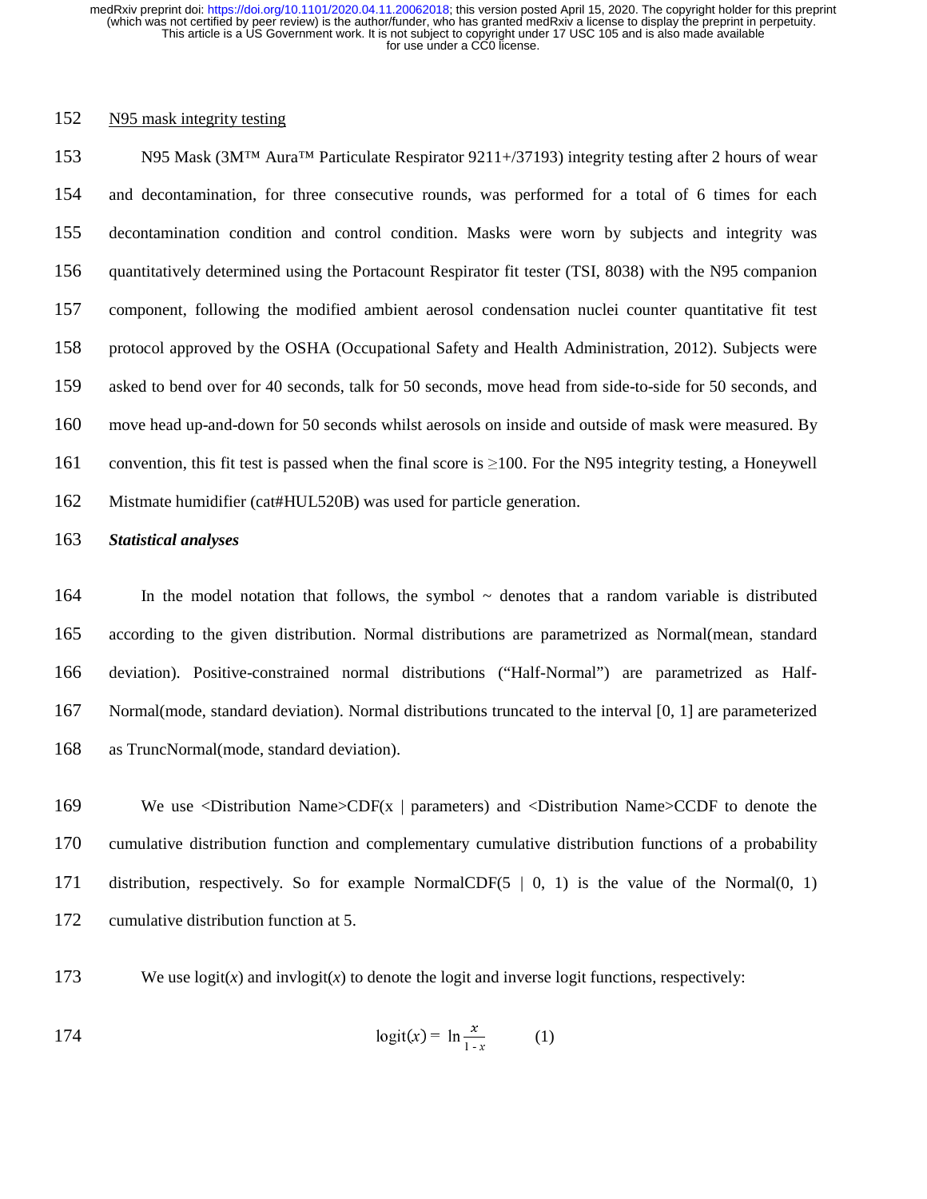N95 mask integrity testing

N95 Mask (3M™ Aura™ Particulate Respirator 9211+/37193) integrity testing after 2 hours of wear and decontamination, for three consecutive rounds, was performed for a total of 6 times for each decontamination condition and control condition. Masks were worn by subjects and integrity was quantitatively determined using the Portacount Respirator fit tester (TSI, 8038) with the N95 companion component, following the modified ambient aerosol condensation nuclei counter quantitative fit test protocol approved by the OSHA (Occupational Safety and Health Administration, 2012). Subjects were asked to bend over for 40 seconds, talk for 50 seconds, move head from side-to-side for 50 seconds, and move head up-and-down for 50 seconds whilst aerosols on inside and outside of mask were measured. By convention, this fit test is passed when the final score is ≥100. For the N95 integrity testing, a Honeywell Mistmate humidifier (cat#HUL520B) was used for particle generation.

***Statistical analyses***

In the model notation that follows, the symbol ~ denotes that a random variable is distributed according to the given distribution. Normal distributions are parametrized as Normal(mean, standard deviation). Positive-constrained normal distributions ("Half-Normal") are parametrized as Half-Normal(mode, standard deviation). Normal distributions truncated to the interval [0, 1] are parameterized as TruncNormal(mode, standard deviation).

We use <Distribution Name>CDF(x | parameters) and <Distribution Name>CCDF to denote the cumulative distribution function and complementary cumulative distribution functions of a probability distribution, respectively. So for example NormalCDF(5 | 0, 1) is the value of the Normal(0, 1) cumulative distribution function at 5.

We use logit($x$) and invlogit($x$) to denote the logit and inverse logit functions, respectively:

$$\text{logit}(x) = \ln \frac{x}{1 - x} \qquad (1)$$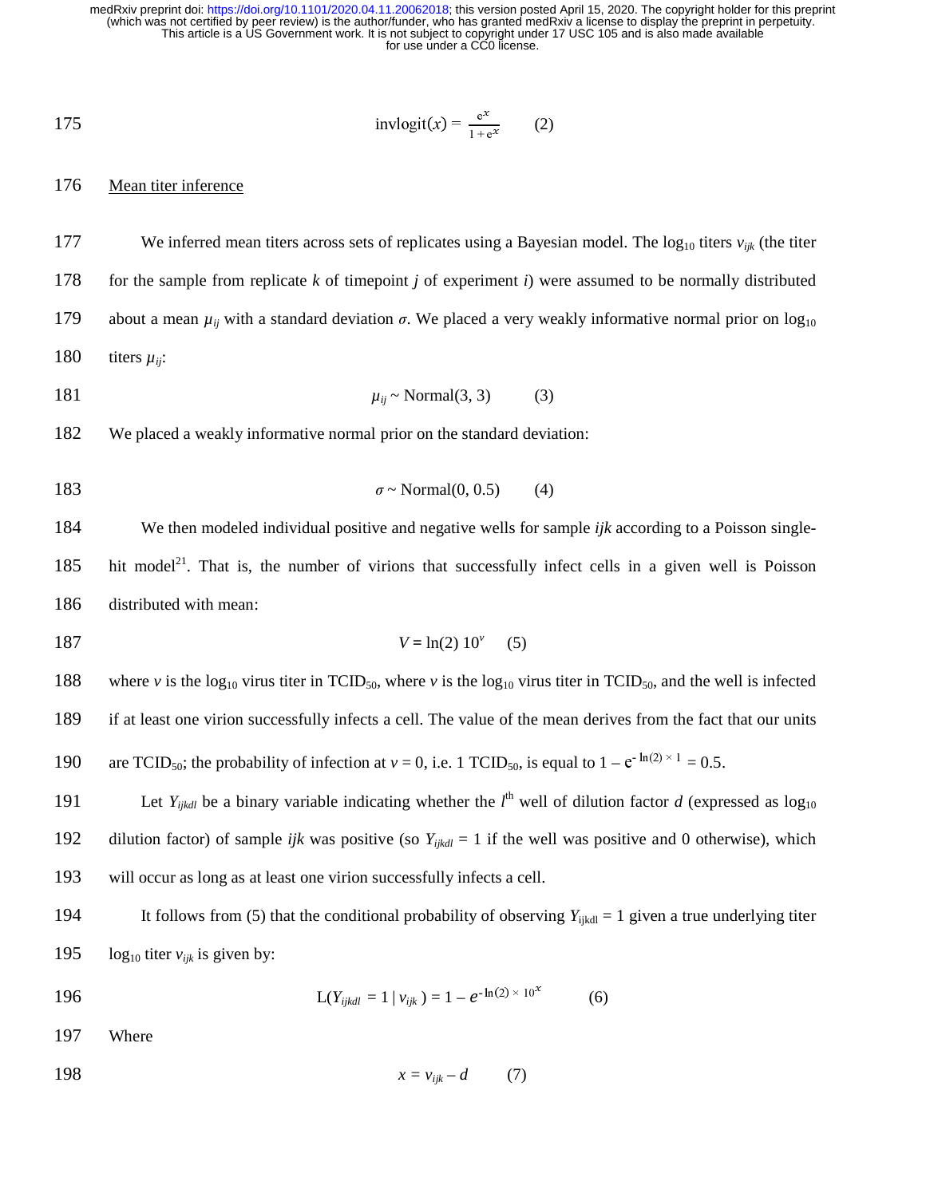$$\text{invlogit}(x) = \frac{e^x}{1 + e^x} \qquad (2)$$

Mean titer inference

We inferred mean titers across sets of replicates using a Bayesian model. The $\log_{10}$ titers $v_{ijk}$ (the titer for the sample from replicate $k$ of timepoint $j$ of experiment $i$) were assumed to be normally distributed about a mean $\mu_{ij}$ with a standard deviation $\sigma$. We placed a very weakly informative normal prior on $\log_{10}$ titers $\mu_{ij}$:

$$\mu_{ij} \sim \text{Normal}(3, 3) \qquad (3)$$

We placed a weakly informative normal prior on the standard deviation:

$$\sigma \sim \text{Normal}(0, 0.5) \qquad (4)$$

We then modeled individual positive and negative wells for sample $ijk$ according to a Poisson single-hit model[21]. That is, the number of virions that successfully infect cells in a given well is Poisson distributed with mean:

$$V = \ln(2)\, 10^{v} \qquad (5)$$

where $v$ is the $\log_{10}$ virus titer in $\text{TCID}_{50}$, where $v$ is the $\log_{10}$ virus titer in $\text{TCID}_{50}$, and the well is infected if at least one virion successfully infects a cell. The value of the mean derives from the fact that our units are $\text{TCID}_{50}$; the probability of infection at $v = 0$, i.e. 1 $\text{TCID}_{50}$, is equal to $1 - e^{-\ln(2) \times 1} = 0.5$.

Let $Y_{ijkdl}$ be a binary variable indicating whether the $l^{\text{th}}$ well of dilution factor $d$ (expressed as $\log_{10}$ dilution factor) of sample $ijk$ was positive (so $Y_{ijkdl} = 1$ if the well was positive and 0 otherwise), which will occur as long as at least one virion successfully infects a cell.

It follows from (5) that the conditional probability of observing $Y_{ijkdl} = 1$ given a true underlying titer $\log_{10}$ titer $v_{ijk}$ is given by:

$$\text{L}(Y_{ijkdl} = 1 \mid v_{ijk}) = 1 - e^{-\ln(2) \times 10^{x}} \qquad (6)$$

Where

$$x = v_{ijk} - d \qquad (7)$$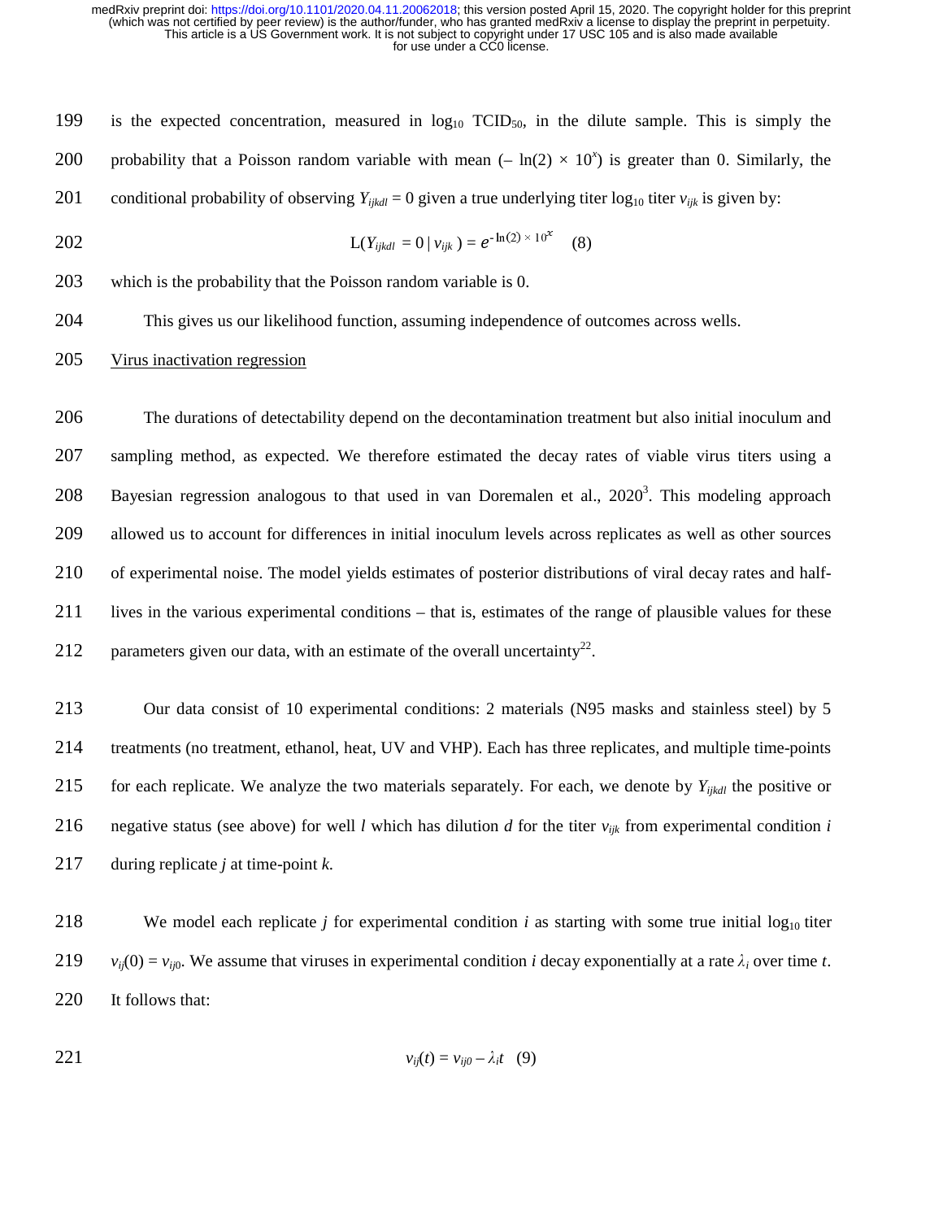is the expected concentration, measured in $\log_{10}$ $TCID_{50}$, in the dilute sample. This is simply the probability that a Poisson random variable with mean $(-\ln(2) \times 10^x)$ is greater than 0. Similarly, the conditional probability of observing $Y_{ijkdl} = 0$ given a true underlying titer $\log_{10}$ titer $v_{ijk}$ is given by:

$$L(Y_{ijkdl} = 0 \mid v_{ijk}) = e^{-\ln(2) \times 10^x} \quad (8)$$

which is the probability that the Poisson random variable is 0.

This gives us our likelihood function, assuming independence of outcomes across wells.

Virus inactivation regression

The durations of detectability depend on the decontamination treatment but also initial inoculum and sampling method, as expected. We therefore estimated the decay rates of viable virus titers using a Bayesian regression analogous to that used in van Doremalen et al., 2020[3]. This modeling approach allowed us to account for differences in initial inoculum levels across replicates as well as other sources of experimental noise. The model yields estimates of posterior distributions of viral decay rates and half-lives in the various experimental conditions – that is, estimates of the range of plausible values for these parameters given our data, with an estimate of the overall uncertainty[22].

Our data consist of 10 experimental conditions: 2 materials (N95 masks and stainless steel) by 5 treatments (no treatment, ethanol, heat, UV and VHP). Each has three replicates, and multiple time-points for each replicate. We analyze the two materials separately. For each, we denote by $Y_{ijkdl}$ the positive or negative status (see above) for well $l$ which has dilution $d$ for the titer $v_{ijk}$ from experimental condition $i$ during replicate $j$ at time-point $k$.

We model each replicate $j$ for experimental condition $i$ as starting with some true initial $\log_{10}$ titer $v_{ij}(0) = v_{ij0}$. We assume that viruses in experimental condition $i$ decay exponentially at a rate $\lambda_i$ over time $t$. It follows that:

$$v_{ij}(t) = v_{ij0} - \lambda_i t \quad (9)$$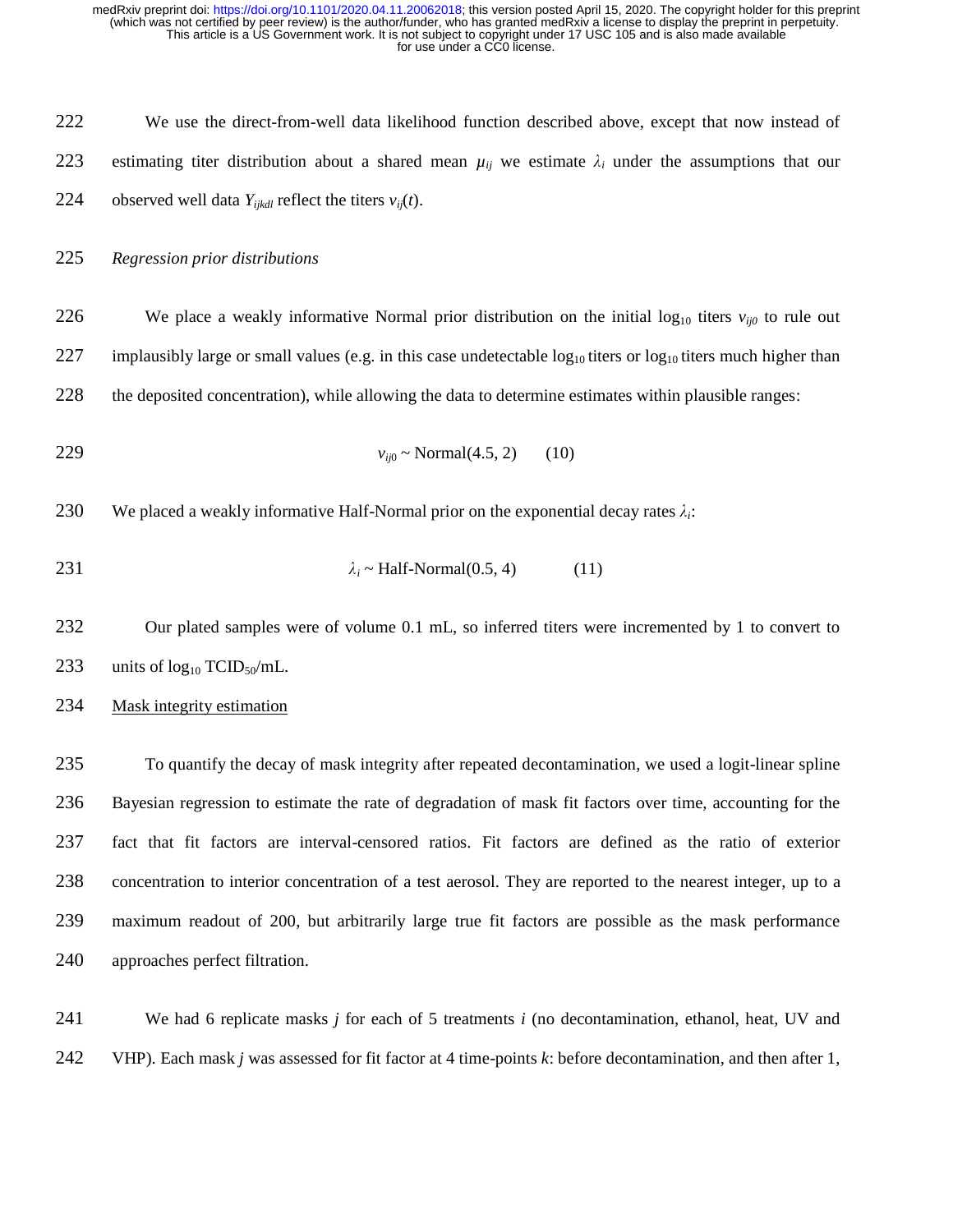We use the direct-from-well data likelihood function described above, except that now instead of estimating titer distribution about a shared mean $\mu_{ij}$ we estimate $\lambda_i$ under the assumptions that our observed well data $Y_{ijkdl}$ reflect the titers $v_{ij}(t)$.

*Regression prior distributions*

We place a weakly informative Normal prior distribution on the initial $\log_{10}$ titers $v_{ij0}$ to rule out implausibly large or small values (e.g. in this case undetectable $\log_{10}$ titers or $\log_{10}$ titers much higher than the deposited concentration), while allowing the data to determine estimates within plausible ranges:

$$v_{ij0} \sim \text{Normal}(4.5, 2) \qquad (10)$$

We placed a weakly informative Half-Normal prior on the exponential decay rates $\lambda_i$:

$$\lambda_i \sim \text{Half-Normal}(0.5, 4) \qquad (11)$$

Our plated samples were of volume 0.1 mL, so inferred titers were incremented by 1 to convert to units of $\log_{10}$ $\text{TCID}_{50}$/mL.

## Mask integrity estimation

To quantify the decay of mask integrity after repeated decontamination, we used a logit-linear spline Bayesian regression to estimate the rate of degradation of mask fit factors over time, accounting for the fact that fit factors are interval-censored ratios. Fit factors are defined as the ratio of exterior concentration to interior concentration of a test aerosol. They are reported to the nearest integer, up to a maximum readout of 200, but arbitrarily large true fit factors are possible as the mask performance approaches perfect filtration.

We had 6 replicate masks $j$ for each of 5 treatments $i$ (no decontamination, ethanol, heat, UV and VHP). Each mask $j$ was assessed for fit factor at 4 time-points $k$: before decontamination, and then after 1,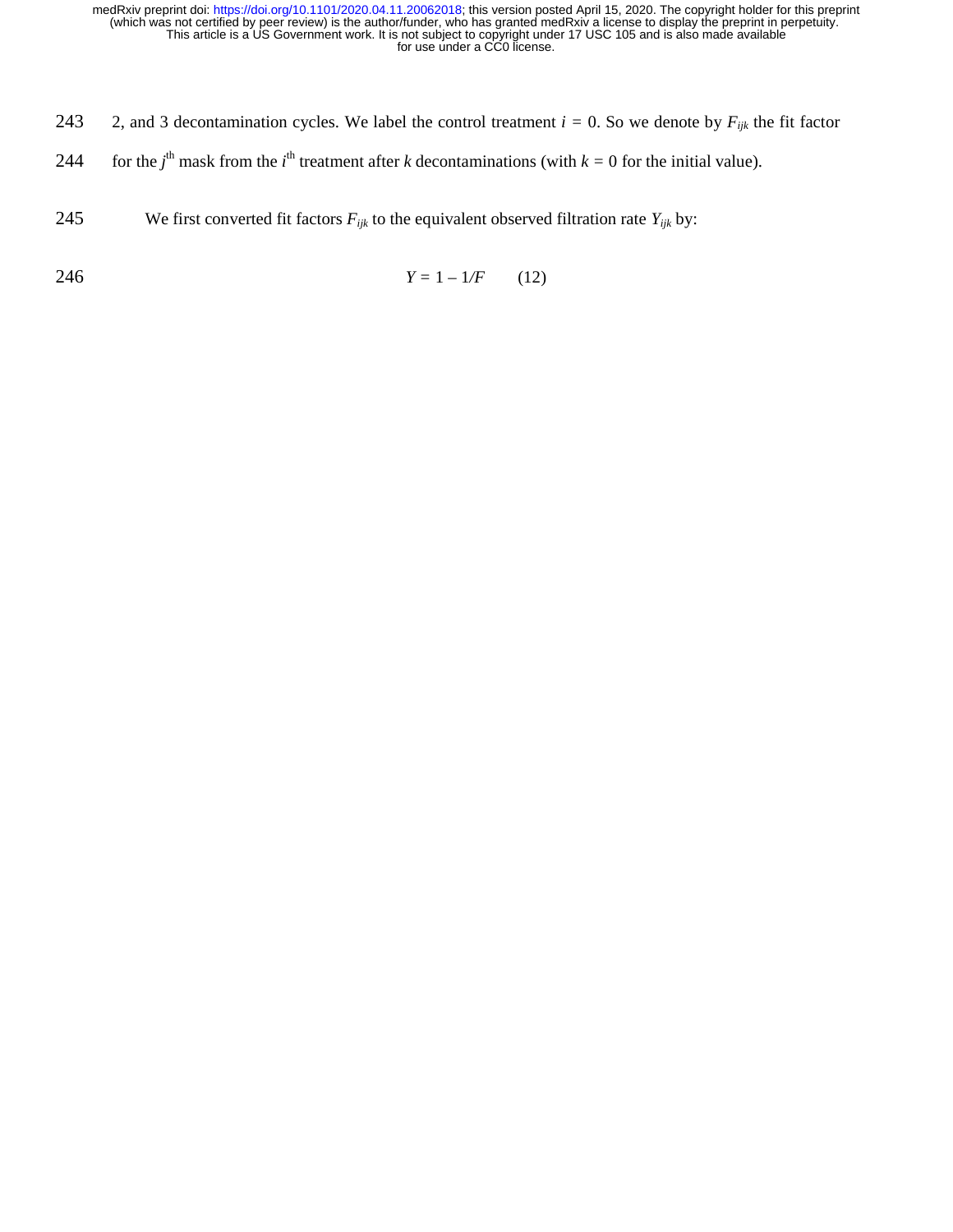2, and 3 decontamination cycles. We label the control treatment $i = 0$. So we denote by $F_{ijk}$ the fit factor for the $j^{\text{th}}$ mask from the $i^{\text{th}}$ treatment after $k$ decontaminations (with $k = 0$ for the initial value).

We first converted fit factors $F_{ijk}$ to the equivalent observed filtration rate $Y_{ijk}$ by:

$$Y = 1 - 1/F \qquad (12)$$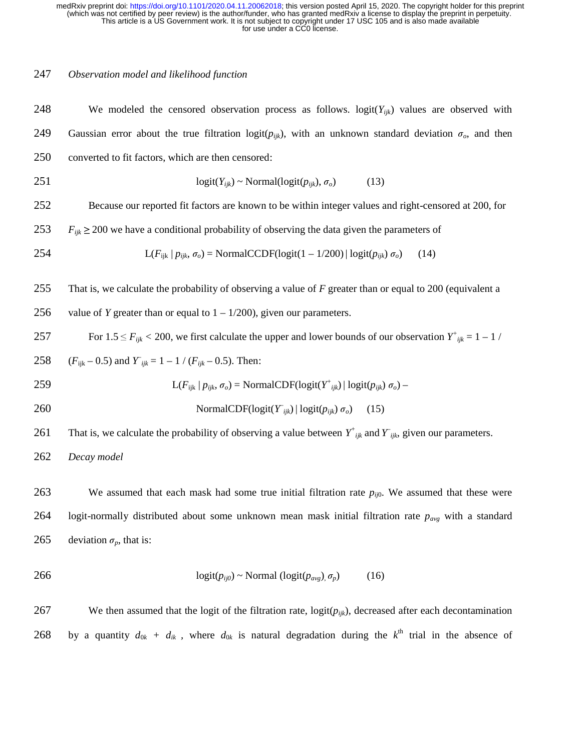*Observation model and likelihood function*

We modeled the censored observation process as follows. logit($Y_{ijk}$) values are observed with Gaussian error about the true filtration logit($p_{ijk}$), with an unknown standard deviation $\sigma_o$, and then converted to fit factors, which are then censored:

$$\text{logit}(Y_{ijk}) \sim \text{Normal}(\text{logit}(p_{ijk}), \sigma_o) \qquad (13)$$

Because our reported fit factors are known to be within integer values and right-censored at 200, for $F_{ijk} \geq 200$ we have a conditional probability of observing the data given the parameters of

$$\text{L}(F_{ijk} \mid p_{ijk}, \sigma_o) = \text{NormalCCDF}(\text{logit}(1 - 1/200) \mid \text{logit}(p_{ijk})\ \sigma_o) \qquad (14)$$

That is, we calculate the probability of observing a value of $F$ greater than or equal to 200 (equivalent a value of $Y$ greater than or equal to $1 - 1/200$), given our parameters.

For $1.5 \leq F_{ijk} < 200$, we first calculate the upper and lower bounds of our observation $Y^{+}_{ijk} = 1 - 1 / (F_{ijk} - 0.5)$ and $Y^{-}_{ijk} = 1 - 1 / (F_{ijk} - 0.5)$. Then:

$$\text{L}(F_{ijk} \mid p_{ijk}, \sigma_o) = \text{NormalCDF}(\text{logit}(Y^{+}_{ijk}) \mid \text{logit}(p_{ijk})\ \sigma_o) - \text{NormalCDF}(\text{logit}(Y^{-}_{ijk}) \mid \text{logit}(p_{ijk})\ \sigma_o) \qquad (15)$$

That is, we calculate the probability of observing a value between $Y^{+}_{ijk}$ and $Y^{-}_{ijk}$, given our parameters.

*Decay model*

We assumed that each mask had some true initial filtration rate $p_{ij0}$. We assumed that these were logit-normally distributed about some unknown mean mask initial filtration rate $p_{avg}$ with a standard deviation $\sigma_p$, that is:

$$\text{logit}(p_{ij0}) \sim \text{Normal}(\text{logit}(p_{avg}), \sigma_p) \qquad (16)$$

We then assumed that the logit of the filtration rate, logit($p_{ijk}$), decreased after each decontamination by a quantity $d_{0k} + d_{ik}$, where $d_{0k}$ is natural degradation during the $k^{\text{th}}$ trial in the absence of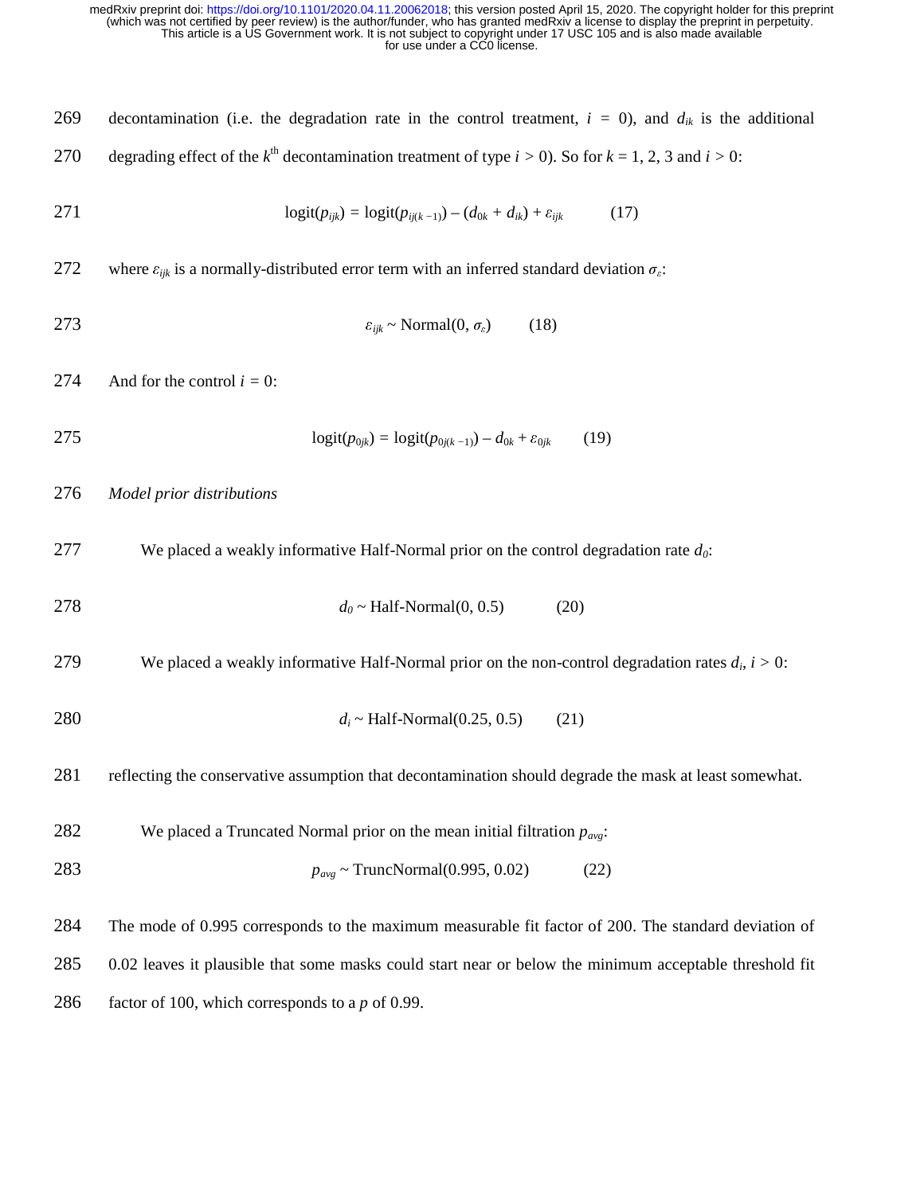decontamination (i.e. the degradation rate in the control treatment, $i = 0$), and $d_{ik}$ is the additional degrading effect of the $k^{\text{th}}$ decontamination treatment of type $i > 0$). So for $k = 1, 2, 3$ and $i > 0$:

$$\text{logit}(p_{ijk}) = \text{logit}(p_{ij(k-1)}) - (d_{0k} + d_{ik}) + \varepsilon_{ijk} \qquad (17)$$

where $\varepsilon_{ijk}$ is a normally-distributed error term with an inferred standard deviation $\sigma_\varepsilon$:

$$\varepsilon_{ijk} \sim \text{Normal}(0, \sigma_\varepsilon) \qquad (18)$$

And for the control $i = 0$:

$$\text{logit}(p_{0jk}) = \text{logit}(p_{0j(k-1)}) - d_{0k} + \varepsilon_{0jk} \qquad (19)$$

*Model prior distributions*

We placed a weakly informative Half-Normal prior on the control degradation rate $d_0$:

$$d_0 \sim \text{Half-Normal}(0, 0.5) \qquad (20)$$

We placed a weakly informative Half-Normal prior on the non-control degradation rates $d_i$, $i > 0$:

$$d_i \sim \text{Half-Normal}(0.25, 0.5) \qquad (21)$$

reflecting the conservative assumption that decontamination should degrade the mask at least somewhat.

We placed a Truncated Normal prior on the mean initial filtration $p_{avg}$:

$$p_{avg} \sim \text{TruncNormal}(0.995, 0.02) \qquad (22)$$

The mode of 0.995 corresponds to the maximum measurable fit factor of 200. The standard deviation of 0.02 leaves it plausible that some masks could start near or below the minimum acceptable threshold fit factor of 100, which corresponds to a $p$ of 0.99.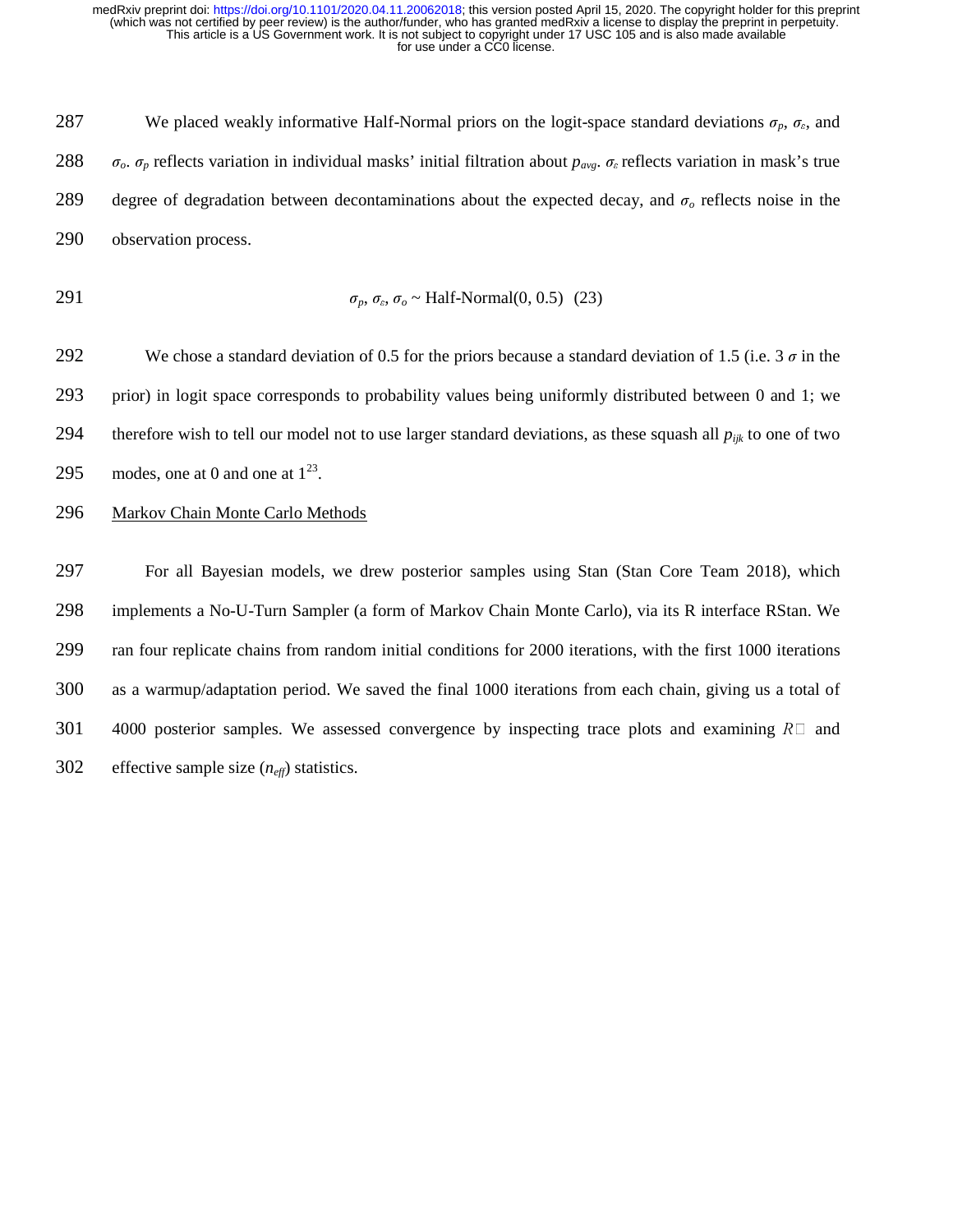We placed weakly informative Half-Normal priors on the logit-space standard deviations $\sigma_p$, $\sigma_\varepsilon$, and $\sigma_o$. $\sigma_p$ reflects variation in individual masks' initial filtration about $p_{avg}$. $\sigma_\varepsilon$ reflects variation in mask's true degree of degradation between decontaminations about the expected decay, and $\sigma_o$ reflects noise in the observation process.

$$\sigma_p, \sigma_\varepsilon, \sigma_o \sim \text{Half-Normal}(0, 0.5) \quad (23)$$

We chose a standard deviation of 0.5 for the priors because a standard deviation of 1.5 (i.e. 3 $\sigma$ in the prior) in logit space corresponds to probability values being uniformly distributed between 0 and 1; we therefore wish to tell our model not to use larger standard deviations, as these squash all $p_{ijk}$ to one of two modes, one at 0 and one at 1[23].

Markov Chain Monte Carlo Methods

For all Bayesian models, we drew posterior samples using Stan (Stan Core Team 2018), which implements a No-U-Turn Sampler (a form of Markov Chain Monte Carlo), via its R interface RStan. We ran four replicate chains from random initial conditions for 2000 iterations, with the first 1000 iterations as a warmup/adaptation period. We saved the final 1000 iterations from each chain, giving us a total of 4000 posterior samples. We assessed convergence by inspecting trace plots and examining $\hat{R}$ and effective sample size ($n_{eff}$) statistics.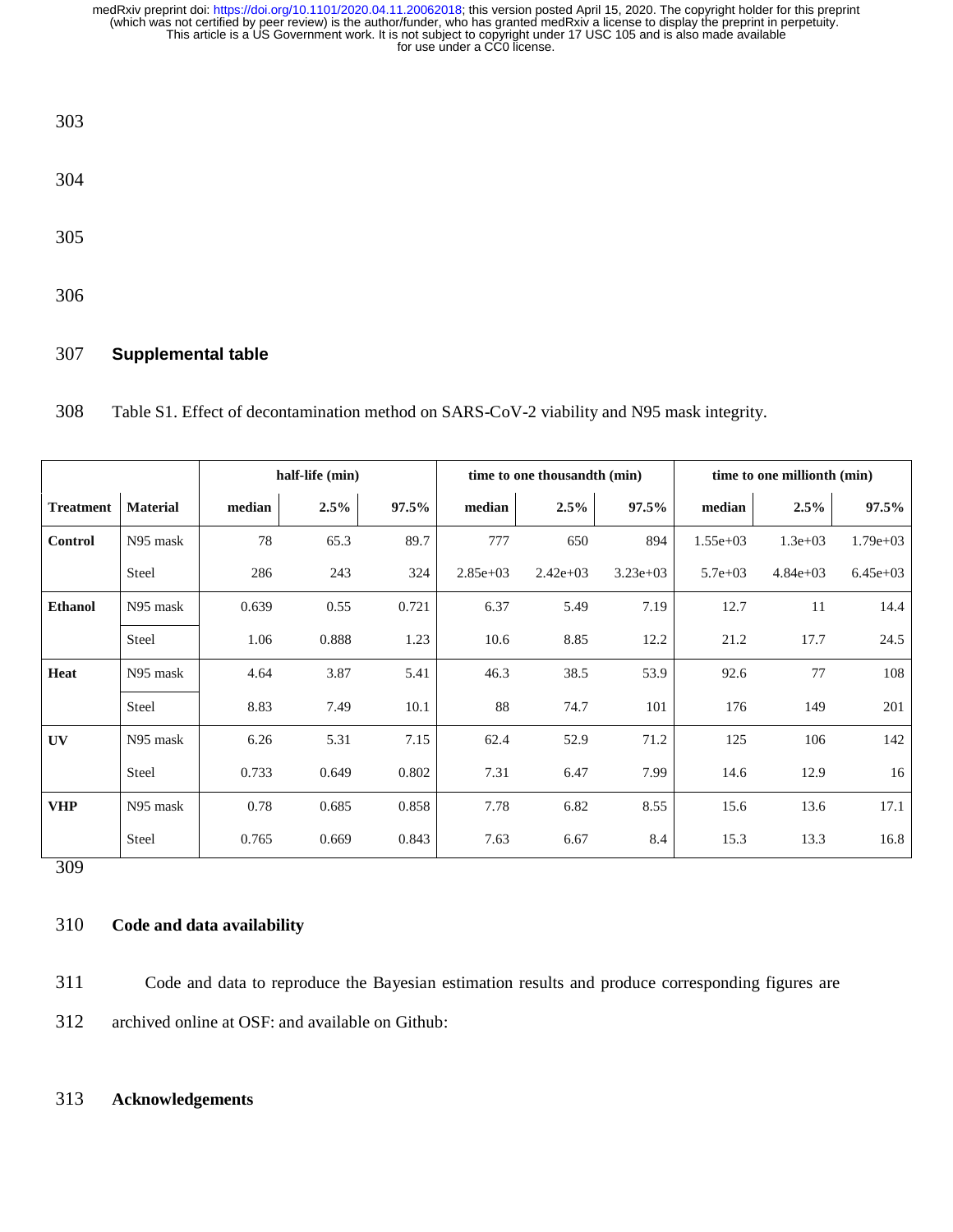## Supplemental table

Table S1. Effect of decontamination method on SARS-CoV-2 viability and N95 mask integrity.

| | | half-life (min) | | | time to one thousandth (min) | | | time to one millionth (min) | | |
|---|---|---|---|---|---|---|---|---|---|---|
| **Treatment** | **Material** | **median** | **2.5%** | **97.5%** | **median** | **2.5%** | **97.5%** | **median** | **2.5%** | **97.5%** |
| **Control** | N95 mask | 78 | 65.3 | 89.7 | 777 | 650 | 894 | 1.55e+03 | 1.3e+03 | 1.79e+03 |
| | Steel | 286 | 243 | 324 | 2.85e+03 | 2.42e+03 | 3.23e+03 | 5.7e+03 | 4.84e+03 | 6.45e+03 |
| **Ethanol** | N95 mask | 0.639 | 0.55 | 0.721 | 6.37 | 5.49 | 7.19 | 12.7 | 11 | 14.4 |
| | Steel | 1.06 | 0.888 | 1.23 | 10.6 | 8.85 | 12.2 | 21.2 | 17.7 | 24.5 |
| **Heat** | N95 mask | 4.64 | 3.87 | 5.41 | 46.3 | 38.5 | 53.9 | 92.6 | 77 | 108 |
| | Steel | 8.83 | 7.49 | 10.1 | 88 | 74.7 | 101 | 176 | 149 | 201 |
| **UV** | N95 mask | 6.26 | 5.31 | 7.15 | 62.4 | 52.9 | 71.2 | 125 | 106 | 142 |
| | Steel | 0.733 | 0.649 | 0.802 | 7.31 | 6.47 | 7.99 | 14.6 | 12.9 | 16 |
| **VHP** | N95 mask | 0.78 | 0.685 | 0.858 | 7.78 | 6.82 | 8.55 | 15.6 | 13.6 | 17.1 |
| | Steel | 0.765 | 0.669 | 0.843 | 7.63 | 6.67 | 8.4 | 15.3 | 13.3 | 16.8 |

## Code and data availability

Code and data to reproduce the Bayesian estimation results and produce corresponding figures are archived online at OSF: and available on Github:

## Acknowledgements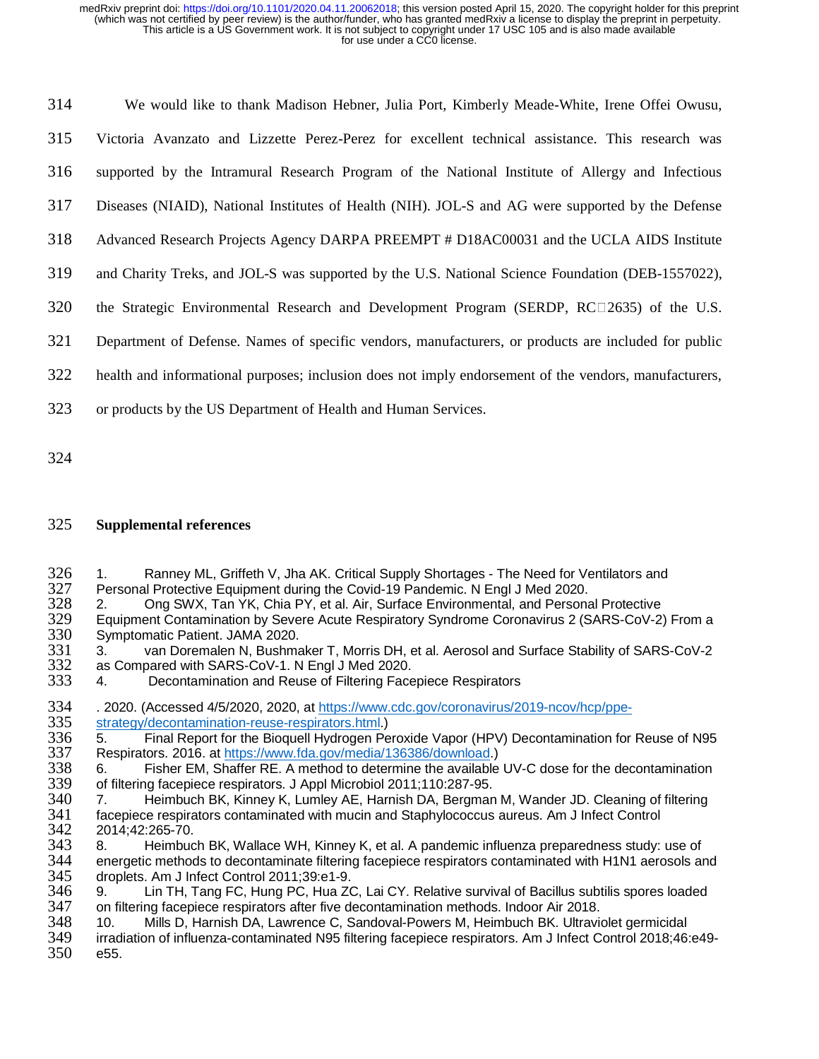We would like to thank Madison Hebner, Julia Port, Kimberly Meade-White, Irene Offei Owusu, Victoria Avanzato and Lizzette Perez-Perez for excellent technical assistance. This research was supported by the Intramural Research Program of the National Institute of Allergy and Infectious Diseases (NIAID), National Institutes of Health (NIH). JOL-S and AG were supported by the Defense Advanced Research Projects Agency DARPA PREEMPT # D18AC00031 and the UCLA AIDS Institute and Charity Treks, and JOL-S was supported by the U.S. National Science Foundation (DEB-1557022), the Strategic Environmental Research and Development Program (SERDP, RC□2635) of the U.S. Department of Defense. Names of specific vendors, manufacturers, or products are included for public health and informational purposes; inclusion does not imply endorsement of the vendors, manufacturers, or products by the US Department of Health and Human Services.

## Supplemental references

1. Ranney ML, Griffeth V, Jha AK. Critical Supply Shortages - The Need for Ventilators and Personal Protective Equipment during the Covid-19 Pandemic. N Engl J Med 2020.
2. Ong SWX, Tan YK, Chia PY, et al. Air, Surface Environmental, and Personal Protective Equipment Contamination by Severe Acute Respiratory Syndrome Coronavirus 2 (SARS-CoV-2) From a Symptomatic Patient. JAMA 2020.
3. van Doremalen N, Bushmaker T, Morris DH, et al. Aerosol and Surface Stability of SARS-CoV-2 as Compared with SARS-CoV-1. N Engl J Med 2020.
4. Decontamination and Reuse of Filtering Facepiece Respirators . 2020. (Accessed 4/5/2020, 2020, at https://www.cdc.gov/coronavirus/2019-ncov/hcp/ppe-strategy/decontamination-reuse-respirators.html.)
5. Final Report for the Bioquell Hydrogen Peroxide Vapor (HPV) Decontamination for Reuse of N95 Respirators. 2016. at https://www.fda.gov/media/136386/download.)
6. Fisher EM, Shaffer RE. A method to determine the available UV-C dose for the decontamination of filtering facepiece respirators. J Appl Microbiol 2011;110:287-95.
7. Heimbuch BK, Kinney K, Lumley AE, Harnish DA, Bergman M, Wander JD. Cleaning of filtering facepiece respirators contaminated with mucin and Staphylococcus aureus. Am J Infect Control 2014;42:265-70.
8. Heimbuch BK, Wallace WH, Kinney K, et al. A pandemic influenza preparedness study: use of energetic methods to decontaminate filtering facepiece respirators contaminated with H1N1 aerosols and droplets. Am J Infect Control 2011;39:e1-9.
9. Lin TH, Tang FC, Hung PC, Hua ZC, Lai CY. Relative survival of Bacillus subtilis spores loaded on filtering facepiece respirators after five decontamination methods. Indoor Air 2018.
10. Mills D, Harnish DA, Lawrence C, Sandoval-Powers M, Heimbuch BK. Ultraviolet germicidal irradiation of influenza-contaminated N95 filtering facepiece respirators. Am J Infect Control 2018;46:e49-e55.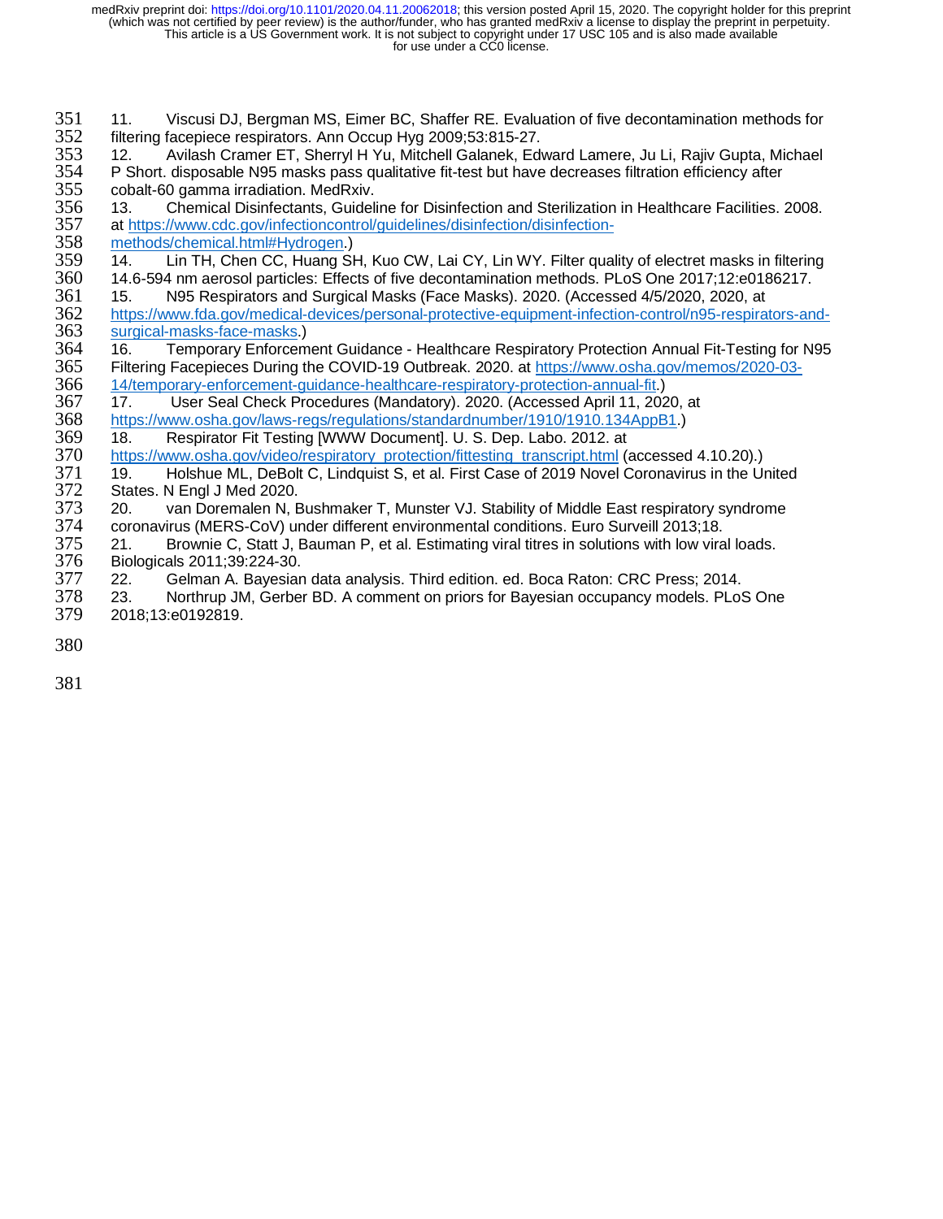11. Viscusi DJ, Bergman MS, Eimer BC, Shaffer RE. Evaluation of five decontamination methods for filtering facepiece respirators. Ann Occup Hyg 2009;53:815-27.

12. Avilash Cramer ET, Sherryl H Yu, Mitchell Galanek, Edward Lamere, Ju Li, Rajiv Gupta, Michael P Short. disposable N95 masks pass qualitative fit-test but have decreases filtration efficiency after cobalt-60 gamma irradiation. MedRxiv.

13. Chemical Disinfectants, Guideline for Disinfection and Sterilization in Healthcare Facilities. 2008. at https://www.cdc.gov/infectioncontrol/guidelines/disinfection/disinfection-methods/chemical.html#Hydrogen.)

14. Lin TH, Chen CC, Huang SH, Kuo CW, Lai CY, Lin WY. Filter quality of electret masks in filtering 14.6-594 nm aerosol particles: Effects of five decontamination methods. PLoS One 2017;12:e0186217.

15. N95 Respirators and Surgical Masks (Face Masks). 2020. (Accessed 4/5/2020, 2020, at https://www.fda.gov/medical-devices/personal-protective-equipment-infection-control/n95-respirators-and-surgical-masks-face-masks.)

16. Temporary Enforcement Guidance - Healthcare Respiratory Protection Annual Fit-Testing for N95 Filtering Facepieces During the COVID-19 Outbreak. 2020. at https://www.osha.gov/memos/2020-03-14/temporary-enforcement-guidance-healthcare-respiratory-protection-annual-fit.)

17. User Seal Check Procedures (Mandatory). 2020. (Accessed April 11, 2020, at https://www.osha.gov/laws-regs/regulations/standardnumber/1910/1910.134AppB1.)

18. Respirator Fit Testing [WWW Document]. U. S. Dep. Labo. 2012. at https://www.osha.gov/video/respiratory_protection/fittesting_transcript.html (accessed 4.10.20).)

19. Holshue ML, DeBolt C, Lindquist S, et al. First Case of 2019 Novel Coronavirus in the United States. N Engl J Med 2020.

20. van Doremalen N, Bushmaker T, Munster VJ. Stability of Middle East respiratory syndrome coronavirus (MERS-CoV) under different environmental conditions. Euro Surveill 2013;18.

21. Brownie C, Statt J, Bauman P, et al. Estimating viral titres in solutions with low viral loads. Biologicals 2011;39:224-30.

22. Gelman A. Bayesian data analysis. Third edition. ed. Boca Raton: CRC Press; 2014.

23. Northrup JM, Gerber BD. A comment on priors for Bayesian occupancy models. PLoS One 2018;13:e0192819.